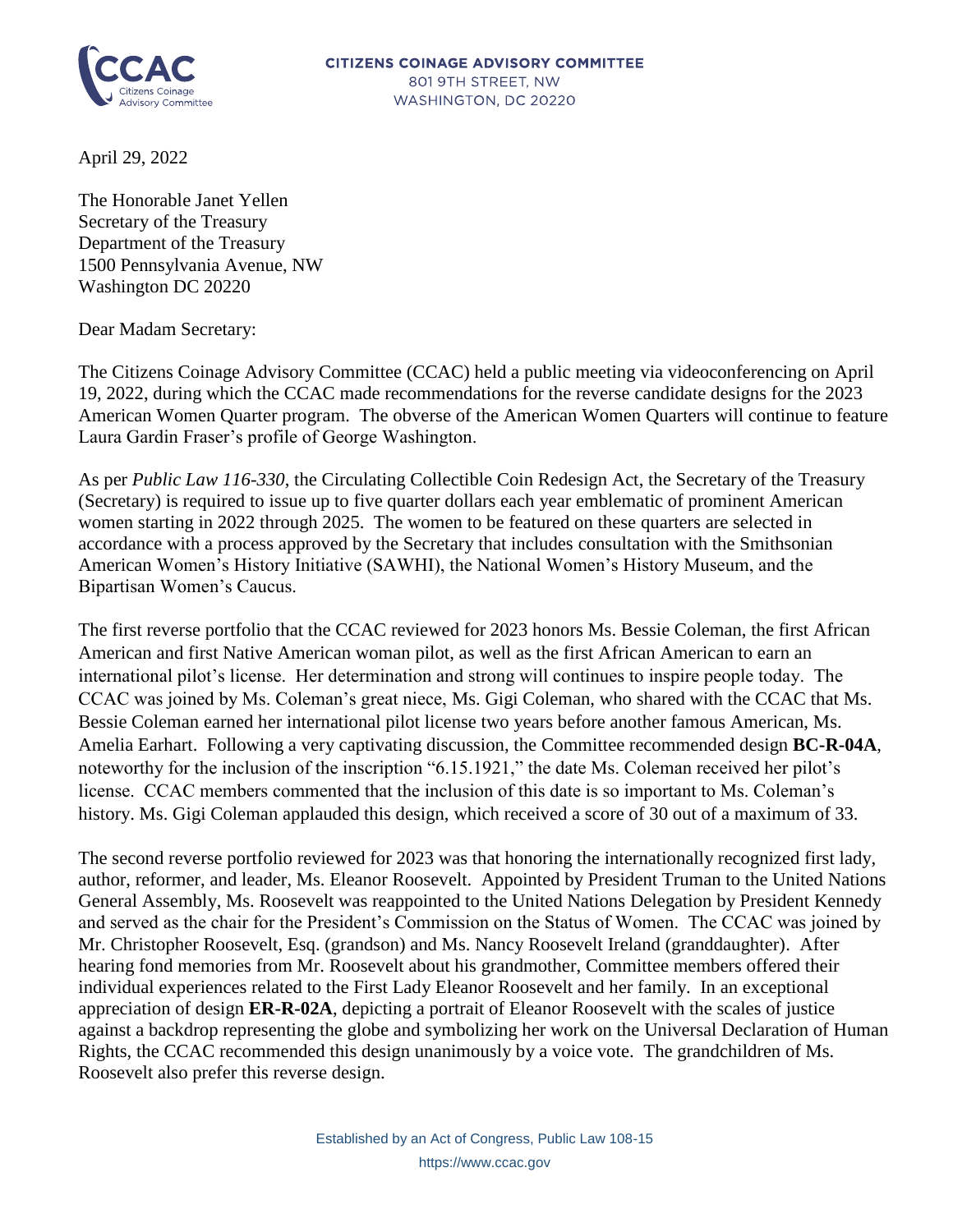**CITIZENS COINAGE ADVISORY COMMITTEE**
801 9TH STREET, NW
WASHINGTON, DC 20220

April 29, 2022

The Honorable Janet Yellen
Secretary of the Treasury
Department of the Treasury
1500 Pennsylvania Avenue, NW
Washington DC 20220

Dear Madam Secretary:

The Citizens Coinage Advisory Committee (CCAC) held a public meeting via videoconferencing on April 19, 2022, during which the CCAC made recommendations for the reverse candidate designs for the 2023 American Women Quarter program. The obverse of the American Women Quarters will continue to feature Laura Gardin Fraser's profile of George Washington.

As per *Public Law 116-330*, the Circulating Collectible Coin Redesign Act, the Secretary of the Treasury (Secretary) is required to issue up to five quarter dollars each year emblematic of prominent American women starting in 2022 through 2025. The women to be featured on these quarters are selected in accordance with a process approved by the Secretary that includes consultation with the Smithsonian American Women's History Initiative (SAWHI), the National Women's History Museum, and the Bipartisan Women's Caucus.

The first reverse portfolio that the CCAC reviewed for 2023 honors Ms. Bessie Coleman, the first African American and first Native American woman pilot, as well as the first African American to earn an international pilot's license. Her determination and strong will continues to inspire people today. The CCAC was joined by Ms. Coleman's great niece, Ms. Gigi Coleman, who shared with the CCAC that Ms. Bessie Coleman earned her international pilot license two years before another famous American, Ms. Amelia Earhart. Following a very captivating discussion, the Committee recommended design **BC-R-04A**, noteworthy for the inclusion of the inscription "6.15.1921," the date Ms. Coleman received her pilot's license. CCAC members commented that the inclusion of this date is so important to Ms. Coleman's history. Ms. Gigi Coleman applauded this design, which received a score of 30 out of a maximum of 33.

The second reverse portfolio reviewed for 2023 was that honoring the internationally recognized first lady, author, reformer, and leader, Ms. Eleanor Roosevelt. Appointed by President Truman to the United Nations General Assembly, Ms. Roosevelt was reappointed to the United Nations Delegation by President Kennedy and served as the chair for the President's Commission on the Status of Women. The CCAC was joined by Mr. Christopher Roosevelt, Esq. (grandson) and Ms. Nancy Roosevelt Ireland (granddaughter). After hearing fond memories from Mr. Roosevelt about his grandmother, Committee members offered their individual experiences related to the First Lady Eleanor Roosevelt and her family. In an exceptional appreciation of design **ER-R-02A**, depicting a portrait of Eleanor Roosevelt with the scales of justice against a backdrop representing the globe and symbolizing her work on the Universal Declaration of Human Rights, the CCAC recommended this design unanimously by a voice vote. The grandchildren of Ms. Roosevelt also prefer this reverse design.

Established by an Act of Congress, Public Law 108-15
https://www.ccac.gov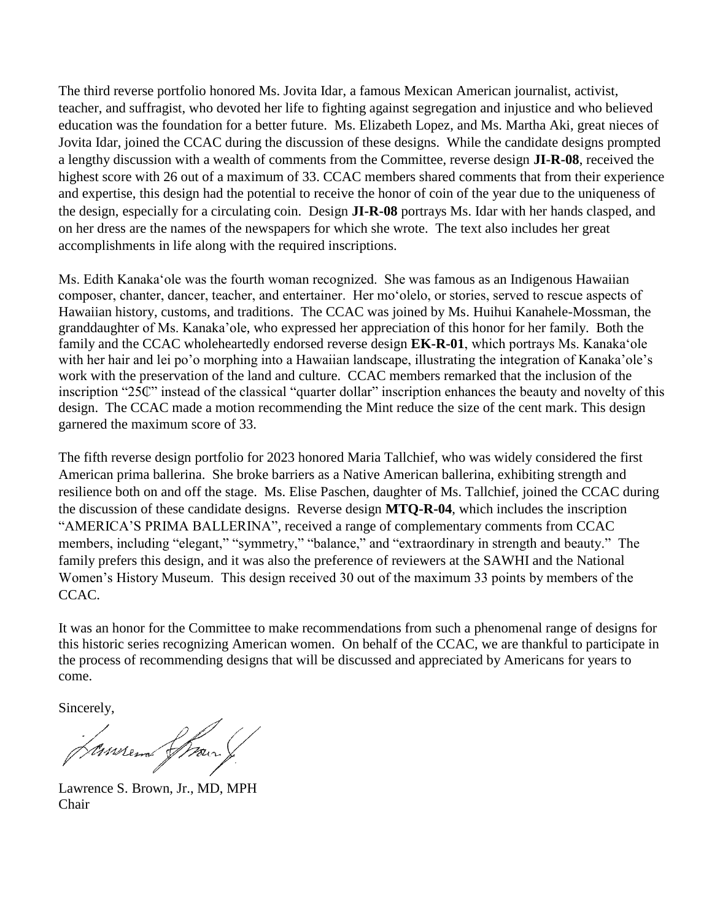The third reverse portfolio honored Ms. Jovita Idar, a famous Mexican American journalist, activist, teacher, and suffragist, who devoted her life to fighting against segregation and injustice and who believed education was the foundation for a better future. Ms. Elizabeth Lopez, and Ms. Martha Aki, great nieces of Jovita Idar, joined the CCAC during the discussion of these designs. While the candidate designs prompted a lengthy discussion with a wealth of comments from the Committee, reverse design **JI-R-08**, received the highest score with 26 out of a maximum of 33. CCAC members shared comments that from their experience and expertise, this design had the potential to receive the honor of coin of the year due to the uniqueness of the design, especially for a circulating coin. Design **JI-R-08** portrays Ms. Idar with her hands clasped, and on her dress are the names of the newspapers for which she wrote. The text also includes her great accomplishments in life along with the required inscriptions.

Ms. Edith Kanakaʻole was the fourth woman recognized. She was famous as an Indigenous Hawaiian composer, chanter, dancer, teacher, and entertainer. Her moʻolelo, or stories, served to rescue aspects of Hawaiian history, customs, and traditions. The CCAC was joined by Ms. Huihui Kanahele-Mossman, the granddaughter of Ms. Kanaka'ole, who expressed her appreciation of this honor for her family. Both the family and the CCAC wholeheartedly endorsed reverse design **EK-R-01**, which portrays Ms. Kanakaʻole with her hair and lei po'o morphing into a Hawaiian landscape, illustrating the integration of Kanaka'ole's work with the preservation of the land and culture. CCAC members remarked that the inclusion of the inscription "25¢" instead of the classical "quarter dollar" inscription enhances the beauty and novelty of this design. The CCAC made a motion recommending the Mint reduce the size of the cent mark. This design garnered the maximum score of 33.

The fifth reverse design portfolio for 2023 honored Maria Tallchief, who was widely considered the first American prima ballerina. She broke barriers as a Native American ballerina, exhibiting strength and resilience both on and off the stage. Ms. Elise Paschen, daughter of Ms. Tallchief, joined the CCAC during the discussion of these candidate designs. Reverse design **MTQ-R-04**, which includes the inscription "AMERICA'S PRIMA BALLERINA", received a range of complementary comments from CCAC members, including "elegant," "symmetry," "balance," and "extraordinary in strength and beauty." The family prefers this design, and it was also the preference of reviewers at the SAWHI and the National Women's History Museum. This design received 30 out of the maximum 33 points by members of the CCAC.

It was an honor for the Committee to make recommendations from such a phenomenal range of designs for this historic series recognizing American women. On behalf of the CCAC, we are thankful to participate in the process of recommending designs that will be discussed and appreciated by Americans for years to come.

Sincerely,

Lawrence S. Brown, Jr., MD, MPH
Chair